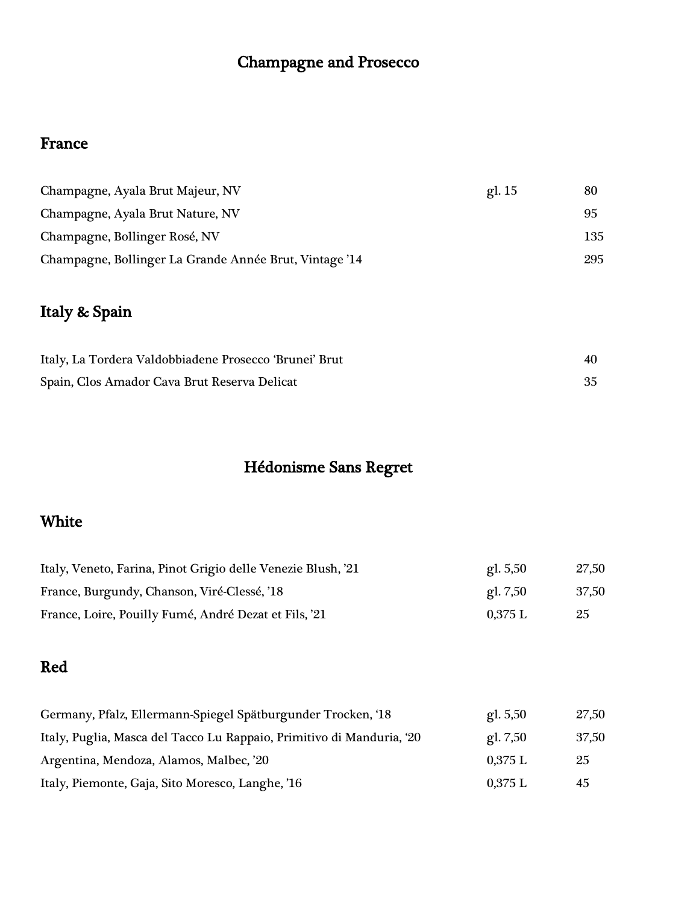# Champagne and Prosecco

## France

| | | |
|---|---|---|
| Champagne, Ayala Brut Majeur, NV | gl. 15 | 80 |
| Champagne, Ayala Brut Nature, NV | | 95 |
| Champagne, Bollinger Rosé, NV | | 135 |
| Champagne, Bollinger La Grande Année Brut, Vintage '14 | | 295 |

## Italy & Spain

| | | |
|---|---|---|
| Italy, La Tordera Valdobbiadene Prosecco 'Brunei' Brut | | 40 |
| Spain, Clos Amador Cava Brut Reserva Delicat | | 35 |

# Hédonisme Sans Regret

## White

| | | |
|---|---|---|
| Italy, Veneto, Farina, Pinot Grigio delle Venezie Blush, '21 | gl. 5,50 | 27,50 |
| France, Burgundy, Chanson, Viré-Clessé, '18 | gl. 7,50 | 37,50 |
| France, Loire, Pouilly Fumé, André Dezat et Fils, '21 | 0,375 L | 25 |

## Red

| | | |
|---|---|---|
| Germany, Pfalz, Ellermann-Spiegel Spätburgunder Trocken, '18 | gl. 5,50 | 27,50 |
| Italy, Puglia, Masca del Tacco Lu Rappaio, Primitivo di Manduria, '20 | gl. 7,50 | 37,50 |
| Argentina, Mendoza, Alamos, Malbec, '20 | 0,375 L | 25 |
| Italy, Piemonte, Gaja, Sito Moresco, Langhe, '16 | 0,375 L | 45 |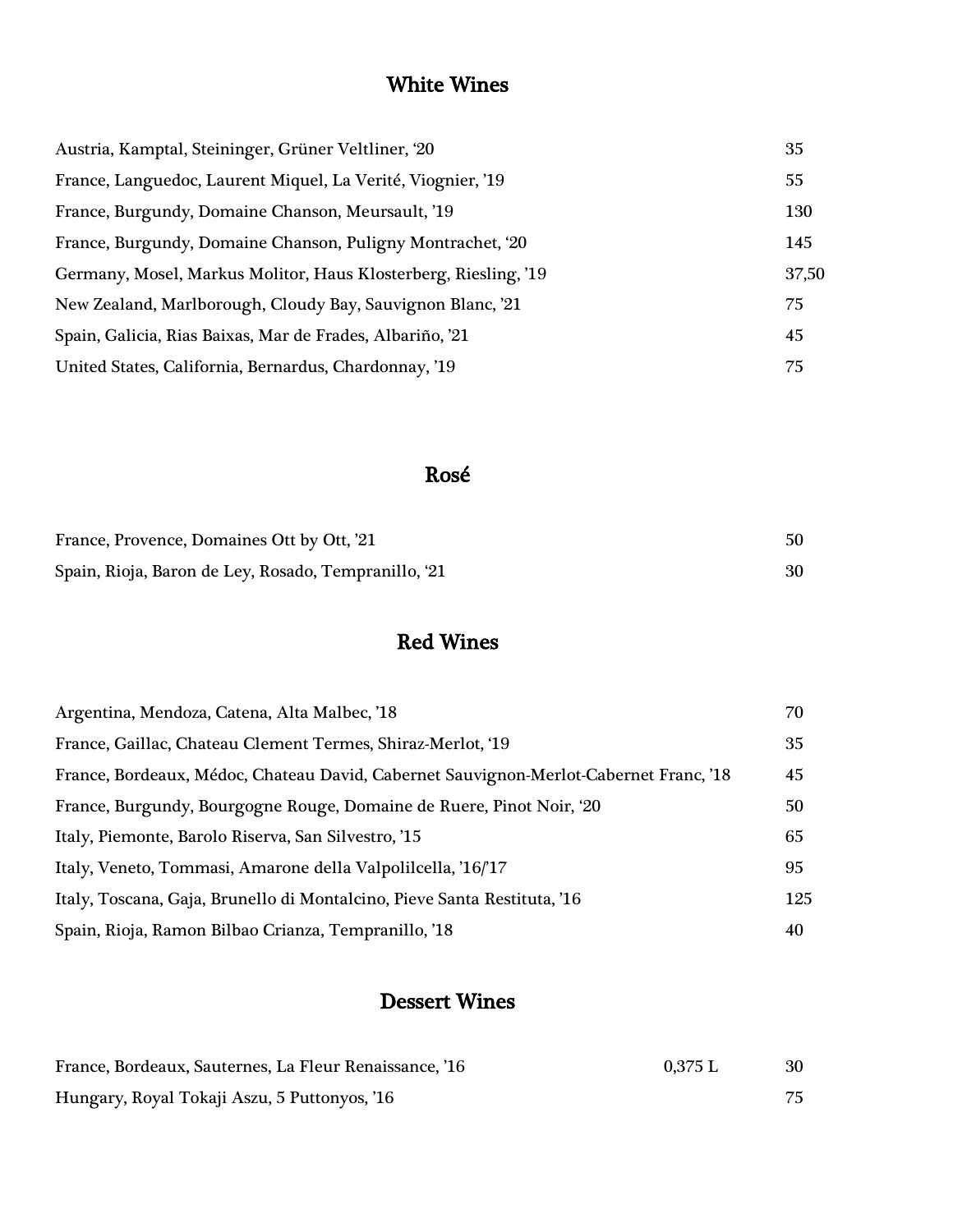## White Wines

| | |
|---|---|
| Austria, Kamptal, Steininger, Grüner Veltliner, ‘20 | 35 |
| France, Languedoc, Laurent Miquel, La Verité, Viognier, ’19 | 55 |
| France, Burgundy, Domaine Chanson, Meursault, ’19 | 130 |
| France, Burgundy, Domaine Chanson, Puligny Montrachet, ‘20 | 145 |
| Germany, Mosel, Markus Molitor, Haus Klosterberg, Riesling, ’19 | 37,50 |
| New Zealand, Marlborough, Cloudy Bay, Sauvignon Blanc, ’21 | 75 |
| Spain, Galicia, Rias Baixas, Mar de Frades, Albariño, ’21 | 45 |
| United States, California, Bernardus, Chardonnay, ’19 | 75 |

## Rosé

| | |
|---|---|
| France, Provence, Domaines Ott by Ott, ’21 | 50 |
| Spain, Rioja, Baron de Ley, Rosado, Tempranillo, ‘21 | 30 |

## Red Wines

| | |
|---|---|
| Argentina, Mendoza, Catena, Alta Malbec, ’18 | 70 |
| France, Gaillac, Chateau Clement Termes, Shiraz-Merlot, ‘19 | 35 |
| France, Bordeaux, Médoc, Chateau David, Cabernet Sauvignon-Merlot-Cabernet Franc, ’18 | 45 |
| France, Burgundy, Bourgogne Rouge, Domaine de Ruere, Pinot Noir, ‘20 | 50 |
| Italy, Piemonte, Barolo Riserva, San Silvestro, ’15 | 65 |
| Italy, Veneto, Tommasi, Amarone della Valpolilcella, ’16/’17 | 95 |
| Italy, Toscana, Gaja, Brunello di Montalcino, Pieve Santa Restituta, ’16 | 125 |
| Spain, Rioja, Ramon Bilbao Crianza, Tempranillo, ’18 | 40 |

## Dessert Wines

| | | |
|---|---|---|
| France, Bordeaux, Sauternes, La Fleur Renaissance, ’16 | 0,375 L | 30 |
| Hungary, Royal Tokaji Aszu, 5 Puttonyos, ’16 | | 75 |